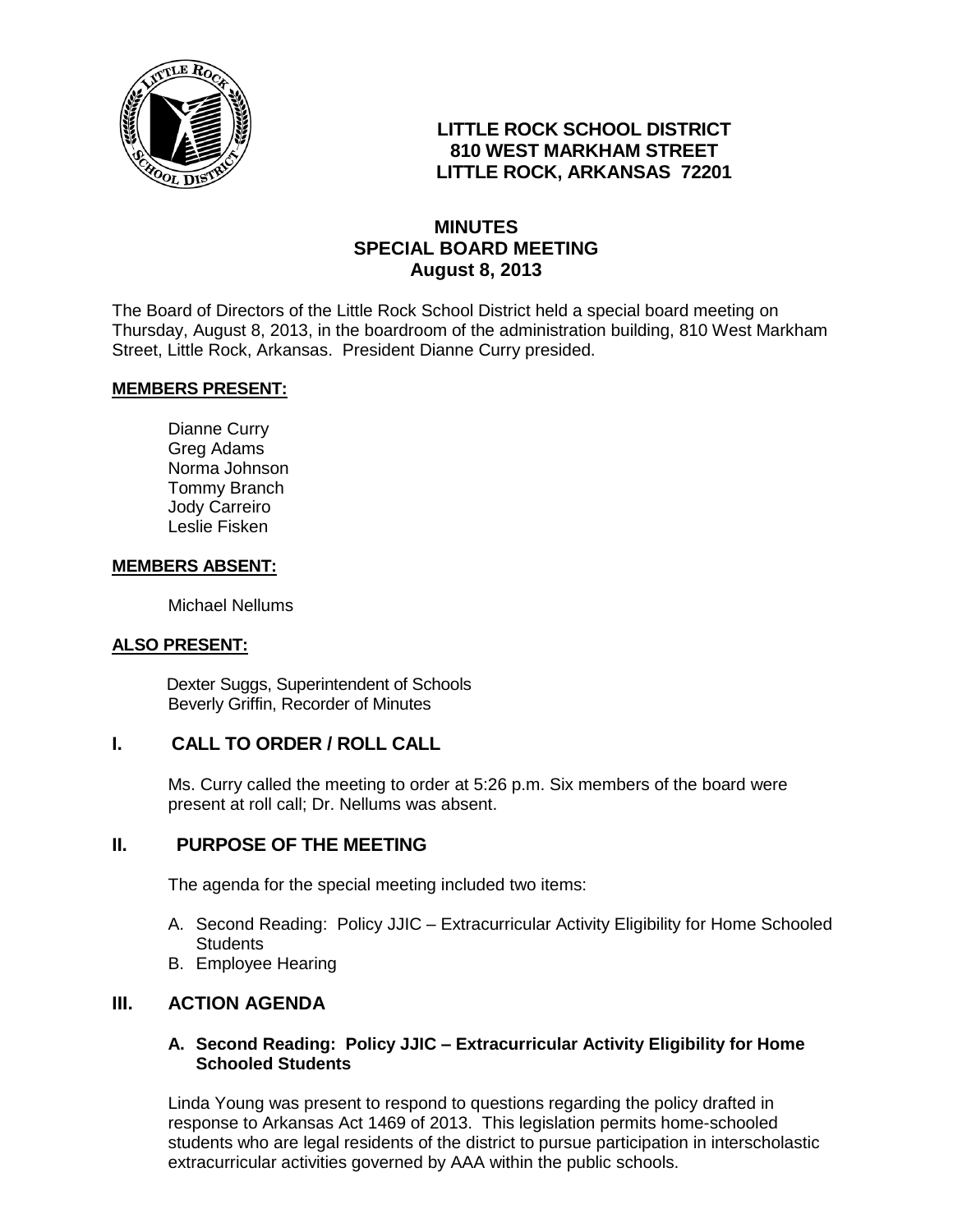# LITTLE ROCK SCHOOL DISTRICT
**810 WEST MARKHAM STREET**
**LITTLE ROCK, ARKANSAS 72201**

## MINUTES
## SPECIAL BOARD MEETING
## August 8, 2013

The Board of Directors of the Little Rock School District held a special board meeting on Thursday, August 8, 2013, in the boardroom of the administration building, 810 West Markham Street, Little Rock, Arkansas. President Dianne Curry presided.

**MEMBERS PRESENT:**

Dianne Curry
Greg Adams
Norma Johnson
Tommy Branch
Jody Carreiro
Leslie Fisken

**MEMBERS ABSENT:**

Michael Nellums

**ALSO PRESENT:**

Dexter Suggs, Superintendent of Schools
Beverly Griffin, Recorder of Minutes

## I. CALL TO ORDER / ROLL CALL

Ms. Curry called the meeting to order at 5:26 p.m. Six members of the board were present at roll call; Dr. Nellums was absent.

## II. PURPOSE OF THE MEETING

The agenda for the special meeting included two items:

A. Second Reading: Policy JJIC – Extracurricular Activity Eligibility for Home Schooled Students
B. Employee Hearing

## III. ACTION AGENDA

### A. Second Reading: Policy JJIC – Extracurricular Activity Eligibility for Home Schooled Students

Linda Young was present to respond to questions regarding the policy drafted in response to Arkansas Act 1469 of 2013. This legislation permits home-schooled students who are legal residents of the district to pursue participation in interscholastic extracurricular activities governed by AAA within the public schools.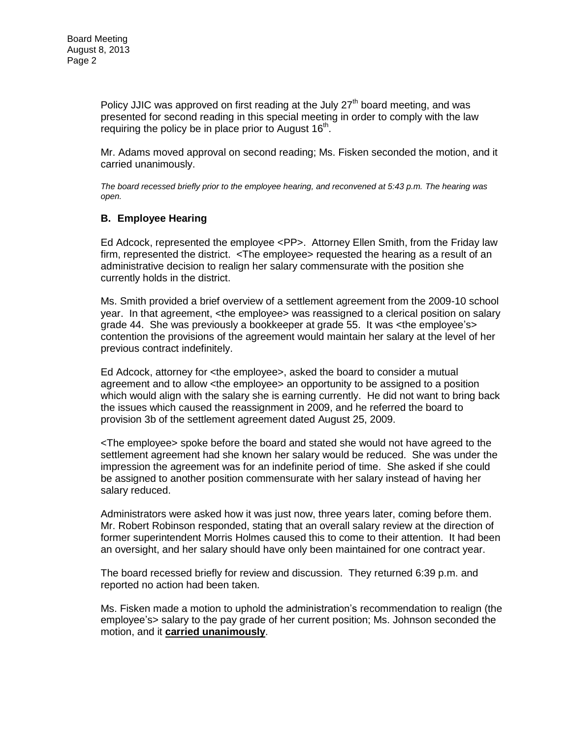Policy JJIC was approved on first reading at the July 27th board meeting, and was presented for second reading in this special meeting in order to comply with the law requiring the policy be in place prior to August 16th.

Mr. Adams moved approval on second reading; Ms. Fisken seconded the motion, and it carried unanimously.

*The board recessed briefly prior to the employee hearing, and reconvened at 5:43 p.m. The hearing was open.*

### B. Employee Hearing

Ed Adcock, represented the employee <PP>. Attorney Ellen Smith, from the Friday law firm, represented the district. <The employee> requested the hearing as a result of an administrative decision to realign her salary commensurate with the position she currently holds in the district.

Ms. Smith provided a brief overview of a settlement agreement from the 2009-10 school year. In that agreement, <the employee> was reassigned to a clerical position on salary grade 44. She was previously a bookkeeper at grade 55. It was <the employee's> contention the provisions of the agreement would maintain her salary at the level of her previous contract indefinitely.

Ed Adcock, attorney for <the employee>, asked the board to consider a mutual agreement and to allow <the employee> an opportunity to be assigned to a position which would align with the salary she is earning currently. He did not want to bring back the issues which caused the reassignment in 2009, and he referred the board to provision 3b of the settlement agreement dated August 25, 2009.

<The employee> spoke before the board and stated she would not have agreed to the settlement agreement had she known her salary would be reduced. She was under the impression the agreement was for an indefinite period of time. She asked if she could be assigned to another position commensurate with her salary instead of having her salary reduced.

Administrators were asked how it was just now, three years later, coming before them. Mr. Robert Robinson responded, stating that an overall salary review at the direction of former superintendent Morris Holmes caused this to come to their attention. It had been an oversight, and her salary should have only been maintained for one contract year.

The board recessed briefly for review and discussion. They returned 6:39 p.m. and reported no action had been taken.

Ms. Fisken made a motion to uphold the administration's recommendation to realign (the employee's> salary to the pay grade of her current position; Ms. Johnson seconded the motion, and it **carried unanimously**.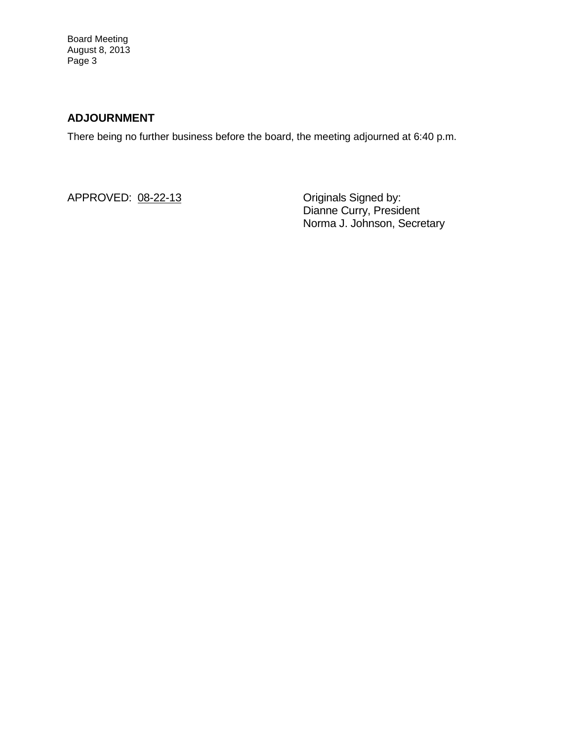## ADJOURNMENT

There being no further business before the board, the meeting adjourned at 6:40 p.m.

APPROVED: 08-22-13

Originals Signed by:
Dianne Curry, President
Norma J. Johnson, Secretary